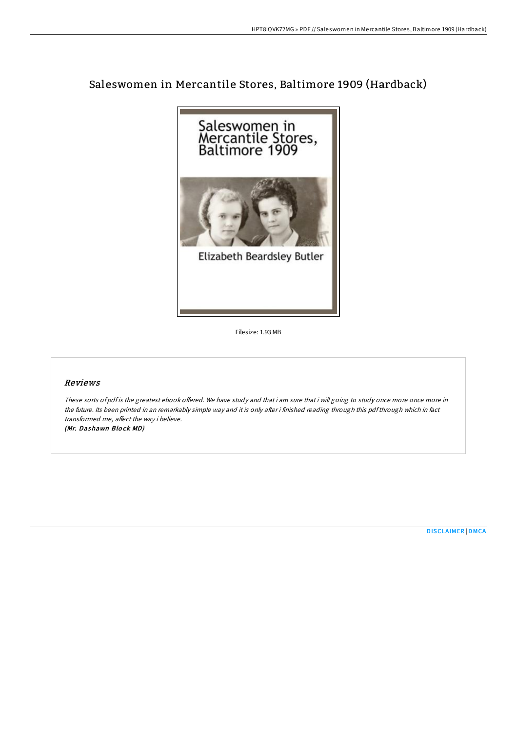# Saleswomen in Mercantile Stores, Baltimore 1909 (Hardback)

Filesize: 1.93 MB

## *Reviews*

*These sorts of pdf is the greatest ebook offered. We have study and that i am sure that i will going to study once more once more in the future. Its been printed in an remarkably simple way and it is only after i finished reading through this pdf through which in fact transformed me, affect the way i believe.*

***(Mr. Dashawn Block MD)***

DISCLAIMER | DMCA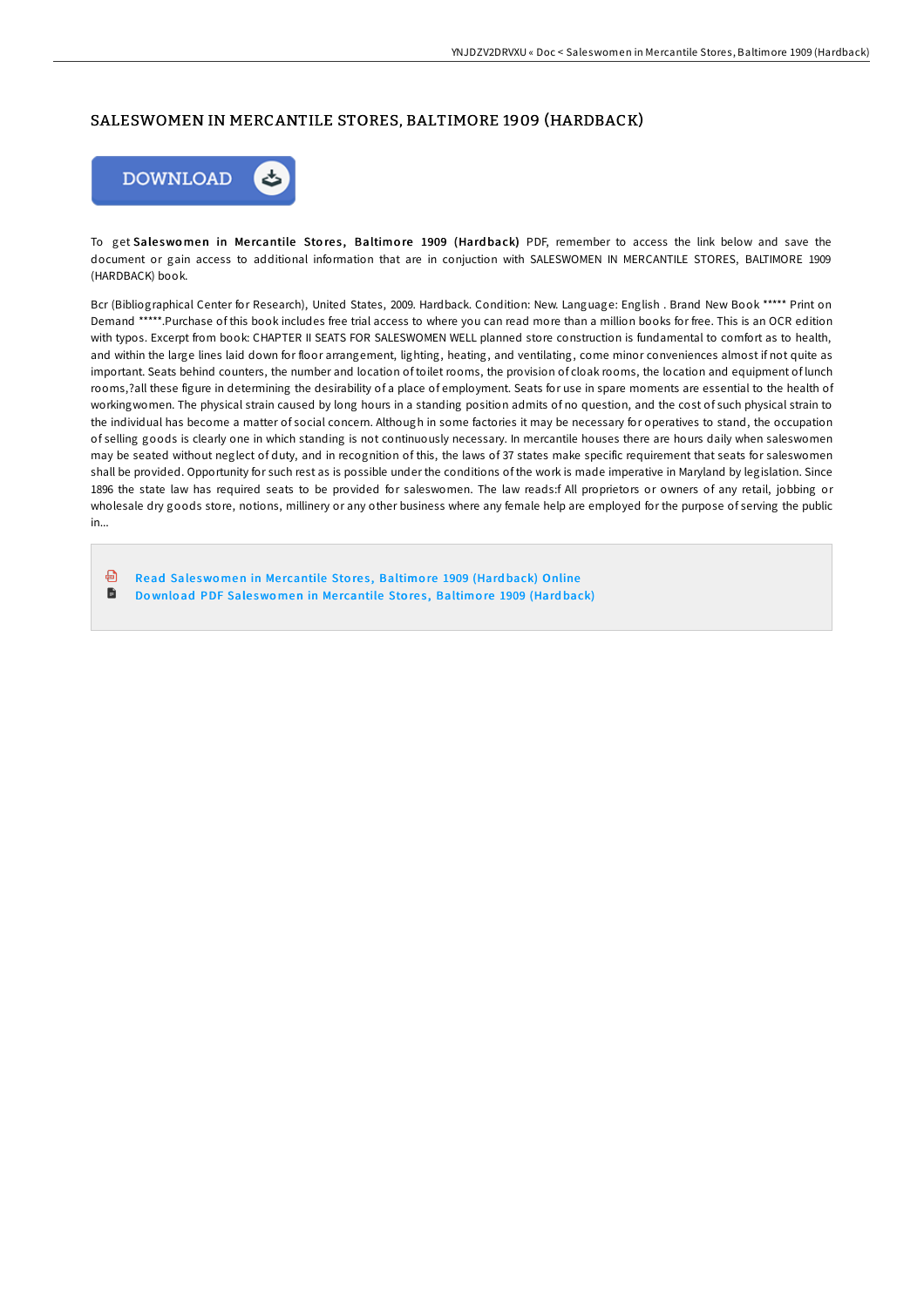# SALESWOMEN IN MERCANTILE STORES, BALTIMORE 1909 (HARDBACK)

DOWNLOAD

To get **Saleswomen in Mercantile Stores, Baltimore 1909 (Hardback)** PDF, remember to access the link below and save the document or gain access to additional information that are in conjuction with SALESWOMEN IN MERCANTILE STORES, BALTIMORE 1909 (HARDBACK) book.

Bcr (Bibliographical Center for Research), United States, 2009. Hardback. Condition: New. Language: English . Brand New Book ***** Print on Demand *****.Purchase of this book includes free trial access to where you can read more than a million books for free. This is an OCR edition with typos. Excerpt from book: CHAPTER II SEATS FOR SALESWOMEN WELL planned store construction is fundamental to comfort as to health, and within the large lines laid down for floor arrangement, lighting, heating, and ventilating, come minor conveniences almost if not quite as important. Seats behind counters, the number and location of toilet rooms, the provision of cloak rooms, the location and equipment of lunch rooms,?all these figure in determining the desirability of a place of employment. Seats for use in spare moments are essential to the health of workingwomen. The physical strain caused by long hours in a standing position admits of no question, and the cost of such physical strain to the individual has become a matter of social concern. Although in some factories it may be necessary for operatives to stand, the occupation of selling goods is clearly one in which standing is not continuously necessary. In mercantile houses there are hours daily when saleswomen may be seated without neglect of duty, and in recognition of this, the laws of 37 states make specific requirement that seats for saleswomen shall be provided. Opportunity for such rest as is possible under the conditions of the work is made imperative in Maryland by legislation. Since 1896 the state law has required seats to be provided for saleswomen. The law reads:f All proprietors or owners of any retail, jobbing or wholesale dry goods store, notions, millinery or any other business where any female help are employed for the purpose of serving the public in...

- Read Saleswomen in Mercantile Stores, Baltimore 1909 (Hardback) Online
- Download PDF Saleswomen in Mercantile Stores, Baltimore 1909 (Hardback)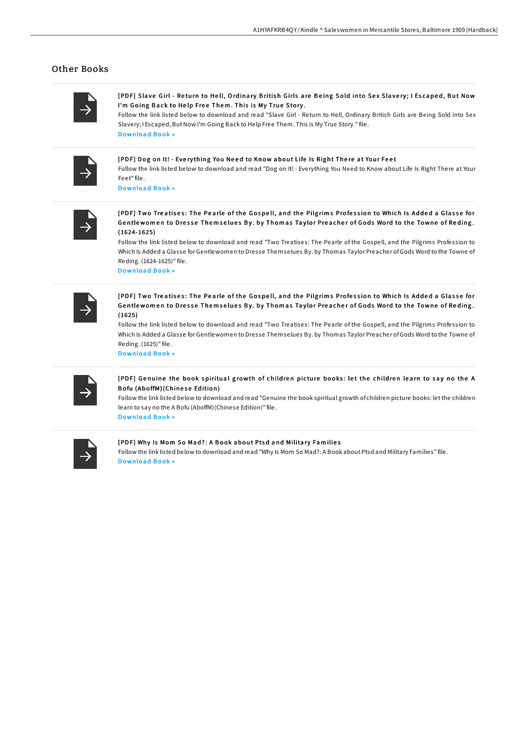## Other Books

**[PDF] Slave Girl - Return to Hell, Ordinary British Girls are Being Sold into Sex Slavery; I Escaped, But Now I'm Going Back to Help Free Them. This is My True Story.**

Follow the link listed below to download and read "Slave Girl - Return to Hell, Ordinary British Girls are Being Sold into Sex Slavery; I Escaped, But Now I'm Going Back to Help Free Them. This is My True Story." file.

Download Book »

**[PDF] Dog on It! - Everything You Need to Know about Life Is Right There at Your Feet**

Follow the link listed below to download and read "Dog on It! - Everything You Need to Know about Life Is Right There at Your Feet" file.

Download Book »

**[PDF] Two Treatises: The Pearle of the Gospell, and the Pilgrims Profession to Which Is Added a Glasse for Gentlewomen to Dresse Themselues By. by Thomas Taylor Preacher of Gods Word to the Towne of Reding. (1624-1625)**

Follow the link listed below to download and read "Two Treatises: The Pearle of the Gospell, and the Pilgrims Profession to Which Is Added a Glasse for Gentlewomen to Dresse Themselues By. by Thomas Taylor Preacher of Gods Word to the Towne of Reding. (1624-1625)" file.

Download Book »

**[PDF] Two Treatises: The Pearle of the Gospell, and the Pilgrims Profession to Which Is Added a Glasse for Gentlewomen to Dresse Themselues By. by Thomas Taylor Preacher of Gods Word to the Towne of Reding. (1625)**

Follow the link listed below to download and read "Two Treatises: The Pearle of the Gospell, and the Pilgrims Profession to Which Is Added a Glasse for Gentlewomen to Dresse Themselues By. by Thomas Taylor Preacher of Gods Word to the Towne of Reding. (1625)" file.

Download Book »

**[PDF] Genuine the book spiritual growth of children picture books: let the children learn to say no the A Bofu (AboffM)(Chinese Edition)**

Follow the link listed below to download and read "Genuine the book spiritual growth of children picture books: let the children learn to say no the A Bofu (AboffM)(Chinese Edition)" file.

Download Book »

**[PDF] Why Is Mom So Mad?: A Book about Ptsd and Military Families**

Follow the link listed below to download and read "Why Is Mom So Mad?: A Book about Ptsd and Military Families" file.

Download Book »